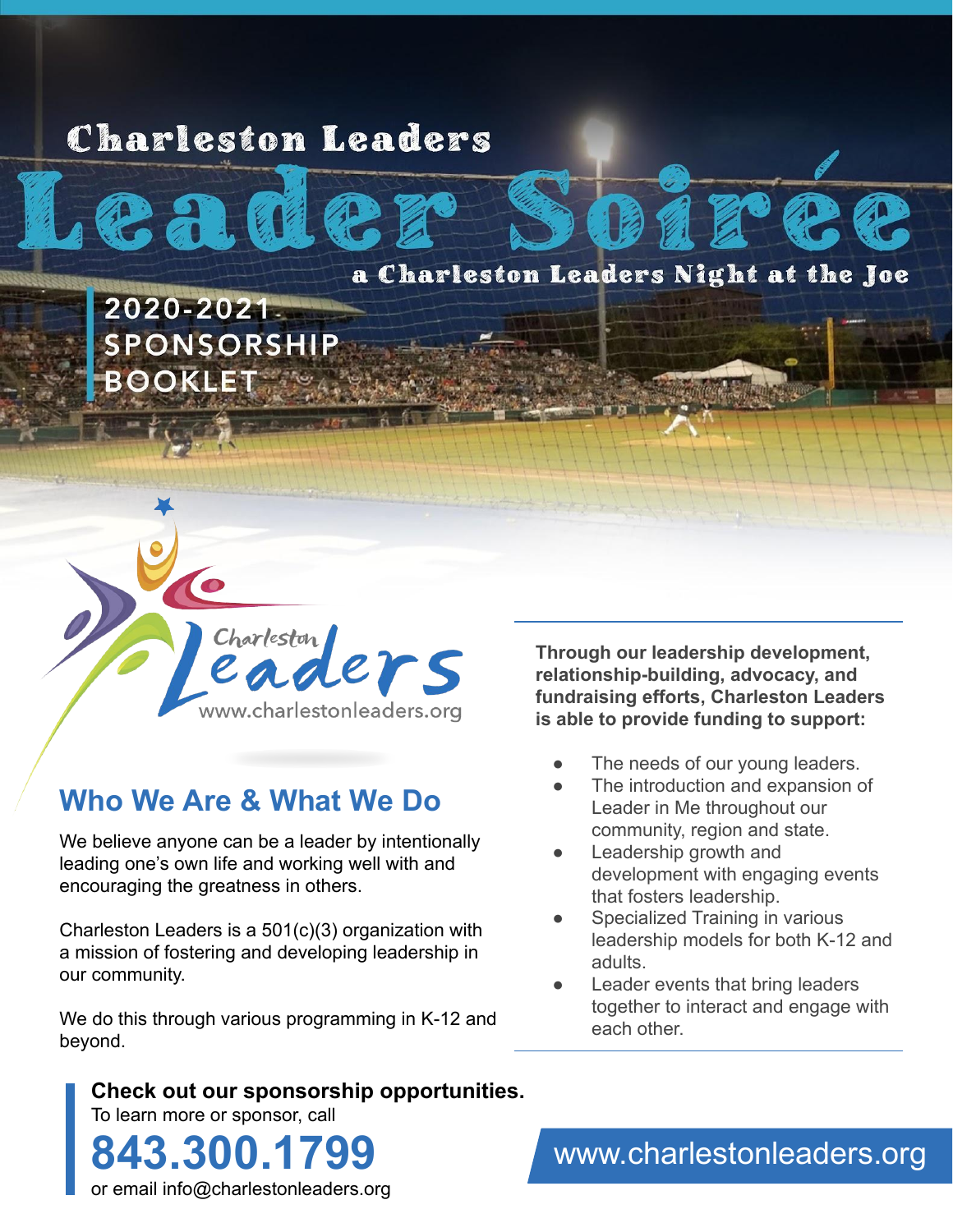Charleston Leaders

# Leader Soirée

a Charleston Leaders Night at the Joe

2020-2021 SPONSORSHIP BOOKLET

Charleston Leaders
www.charlestonleaders.org

## Who We Are & What We Do

We believe anyone can be a leader by intentionally leading one's own life and working well with and encouraging the greatness in others.

Charleston Leaders is a 501(c)(3) organization with a mission of fostering and developing leadership in our community.

We do this through various programming in K-12 and beyond.

**Through our leadership development, relationship-building, advocacy, and fundraising efforts, Charleston Leaders is able to provide funding to support:**

- The needs of our young leaders.
- The introduction and expansion of Leader in Me throughout our community, region and state.
- Leadership growth and development with engaging events that fosters leadership.
- Specialized Training in various leadership models for both K-12 and adults.
- Leader events that bring leaders together to interact and engage with each other.

**Check out our sponsorship opportunities.**
To learn more or sponsor, call

**843.300.1799**

or email info@charlestonleaders.org

www.charlestonleaders.org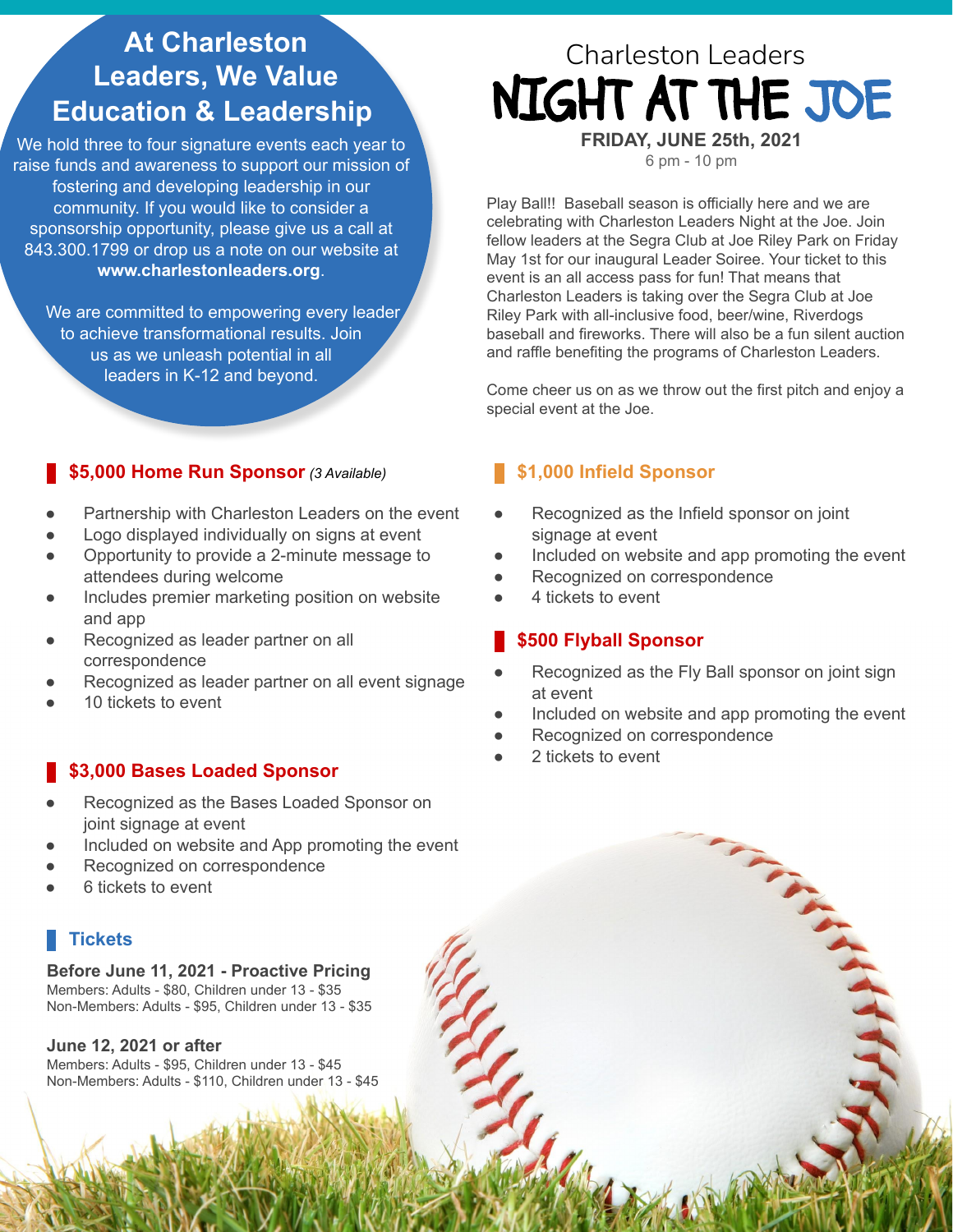## At Charleston Leaders, We Value Education & Leadership

We hold three to four signature events each year to raise funds and awareness to support our mission of fostering and developing leadership in our community. If you would like to consider a sponsorship opportunity, please give us a call at 843.300.1799 or drop us a note on our website at **www.charlestonleaders.org**.

We are committed to empowering every leader to achieve transformational results. Join us as we unleash potential in all leaders in K-12 and beyond.

Charleston Leaders

# NIGHT AT THE JOE

**FRIDAY, JUNE 25th, 2021**

6 pm - 10 pm

Play Ball!! Baseball season is officially here and we are celebrating with Charleston Leaders Night at the Joe. Join fellow leaders at the Segra Club at Joe Riley Park on Friday May 1st for our inaugural Leader Soiree. Your ticket to this event is an all access pass for fun! That means that Charleston Leaders is taking over the Segra Club at Joe Riley Park with all-inclusive food, beer/wine, Riverdogs baseball and fireworks. There will also be a fun silent auction and raffle benefiting the programs of Charleston Leaders.

Come cheer us on as we throw out the first pitch and enjoy a special event at the Joe.

### $5,000 Home Run Sponsor *(3 Available)*

- Partnership with Charleston Leaders on the event
- Logo displayed individually on signs at event
- Opportunity to provide a 2-minute message to attendees during welcome
- Includes premier marketing position on website and app
- Recognized as leader partner on all correspondence
- Recognized as leader partner on all event signage
- 10 tickets to event

### $3,000 Bases Loaded Sponsor

- Recognized as the Bases Loaded Sponsor on joint signage at event
- Included on website and App promoting the event
- Recognized on correspondence
- 6 tickets to event

### Tickets

**Before June 11, 2021 - Proactive Pricing**

Members: Adults - $80, Children under 13 - $35

Non-Members: Adults - $95, Children under 13 - $35

**June 12, 2021 or after**

Members: Adults - $95, Children under 13 - $45

Non-Members: Adults - $110, Children under 13 - $45

### $1,000 Infield Sponsor

- Recognized as the Infield sponsor on joint signage at event
- Included on website and app promoting the event
- Recognized on correspondence
- 4 tickets to event

### $500 Flyball Sponsor

- Recognized as the Fly Ball sponsor on joint sign at event
- Included on website and app promoting the event
- Recognized on correspondence
- 2 tickets to event